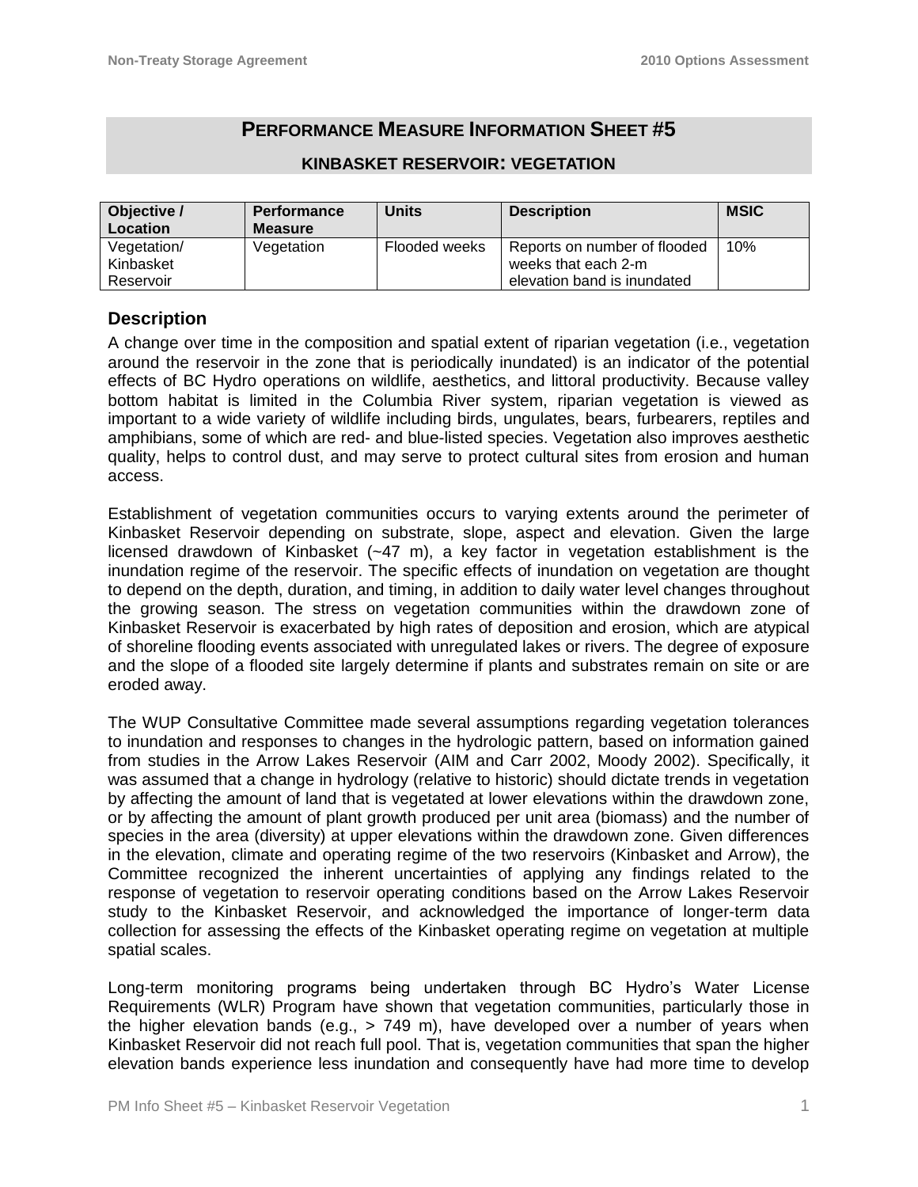# PERFORMANCE MEASURE INFORMATION SHEET #5

## KINBASKET RESERVOIR: VEGETATION

| Objective / Location | Performance Measure | Units | Description | MSIC |
|---|---|---|---|---|
| Vegetation/ Kinbasket Reservoir | Vegetation | Flooded weeks | Reports on number of flooded weeks that each 2-m elevation band is inundated | 10% |

### Description

A change over time in the composition and spatial extent of riparian vegetation (i.e., vegetation around the reservoir in the zone that is periodically inundated) is an indicator of the potential effects of BC Hydro operations on wildlife, aesthetics, and littoral productivity. Because valley bottom habitat is limited in the Columbia River system, riparian vegetation is viewed as important to a wide variety of wildlife including birds, ungulates, bears, furbearers, reptiles and amphibians, some of which are red- and blue-listed species. Vegetation also improves aesthetic quality, helps to control dust, and may serve to protect cultural sites from erosion and human access.

Establishment of vegetation communities occurs to varying extents around the perimeter of Kinbasket Reservoir depending on substrate, slope, aspect and elevation. Given the large licensed drawdown of Kinbasket (~47 m), a key factor in vegetation establishment is the inundation regime of the reservoir. The specific effects of inundation on vegetation are thought to depend on the depth, duration, and timing, in addition to daily water level changes throughout the growing season. The stress on vegetation communities within the drawdown zone of Kinbasket Reservoir is exacerbated by high rates of deposition and erosion, which are atypical of shoreline flooding events associated with unregulated lakes or rivers. The degree of exposure and the slope of a flooded site largely determine if plants and substrates remain on site or are eroded away.

The WUP Consultative Committee made several assumptions regarding vegetation tolerances to inundation and responses to changes in the hydrologic pattern, based on information gained from studies in the Arrow Lakes Reservoir (AIM and Carr 2002, Moody 2002). Specifically, it was assumed that a change in hydrology (relative to historic) should dictate trends in vegetation by affecting the amount of land that is vegetated at lower elevations within the drawdown zone, or by affecting the amount of plant growth produced per unit area (biomass) and the number of species in the area (diversity) at upper elevations within the drawdown zone. Given differences in the elevation, climate and operating regime of the two reservoirs (Kinbasket and Arrow), the Committee recognized the inherent uncertainties of applying any findings related to the response of vegetation to reservoir operating conditions based on the Arrow Lakes Reservoir study to the Kinbasket Reservoir, and acknowledged the importance of longer-term data collection for assessing the effects of the Kinbasket operating regime on vegetation at multiple spatial scales.

Long-term monitoring programs being undertaken through BC Hydro's Water License Requirements (WLR) Program have shown that vegetation communities, particularly those in the higher elevation bands (e.g., > 749 m), have developed over a number of years when Kinbasket Reservoir did not reach full pool. That is, vegetation communities that span the higher elevation bands experience less inundation and consequently have had more time to develop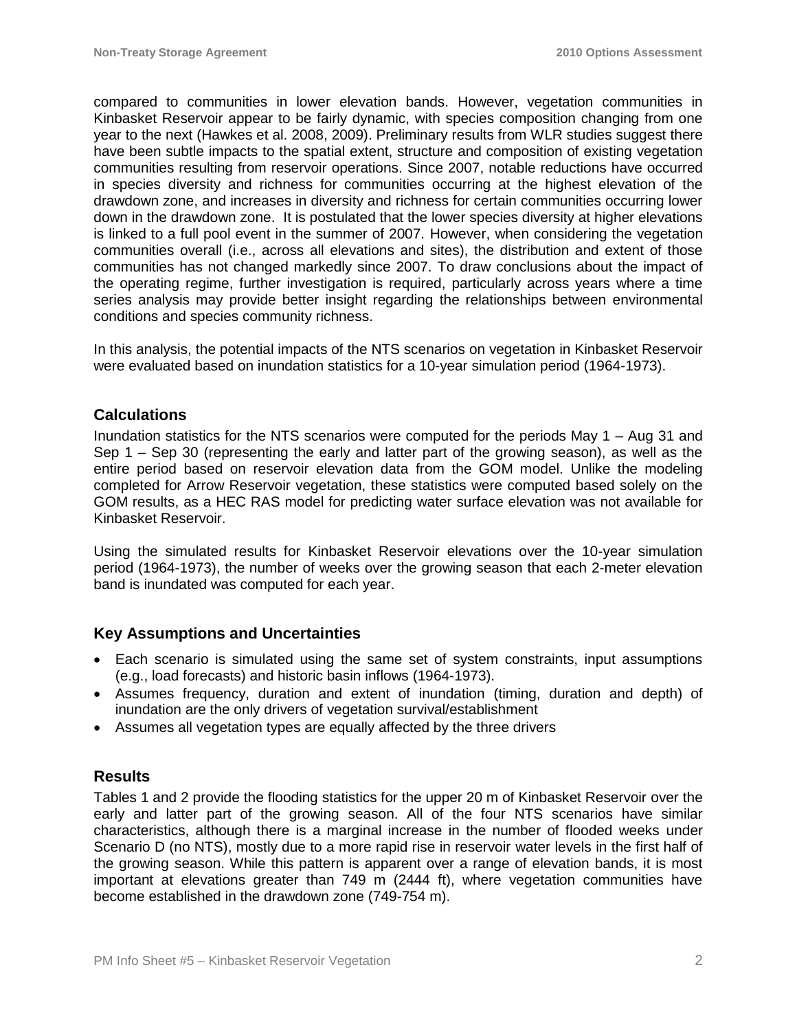compared to communities in lower elevation bands. However, vegetation communities in Kinbasket Reservoir appear to be fairly dynamic, with species composition changing from one year to the next (Hawkes et al. 2008, 2009). Preliminary results from WLR studies suggest there have been subtle impacts to the spatial extent, structure and composition of existing vegetation communities resulting from reservoir operations. Since 2007, notable reductions have occurred in species diversity and richness for communities occurring at the highest elevation of the drawdown zone, and increases in diversity and richness for certain communities occurring lower down in the drawdown zone. It is postulated that the lower species diversity at higher elevations is linked to a full pool event in the summer of 2007. However, when considering the vegetation communities overall (i.e., across all elevations and sites), the distribution and extent of those communities has not changed markedly since 2007. To draw conclusions about the impact of the operating regime, further investigation is required, particularly across years where a time series analysis may provide better insight regarding the relationships between environmental conditions and species community richness.

In this analysis, the potential impacts of the NTS scenarios on vegetation in Kinbasket Reservoir were evaluated based on inundation statistics for a 10-year simulation period (1964-1973).

## Calculations

Inundation statistics for the NTS scenarios were computed for the periods May 1 – Aug 31 and Sep 1 – Sep 30 (representing the early and latter part of the growing season), as well as the entire period based on reservoir elevation data from the GOM model. Unlike the modeling completed for Arrow Reservoir vegetation, these statistics were computed based solely on the GOM results, as a HEC RAS model for predicting water surface elevation was not available for Kinbasket Reservoir.

Using the simulated results for Kinbasket Reservoir elevations over the 10-year simulation period (1964-1973), the number of weeks over the growing season that each 2-meter elevation band is inundated was computed for each year.

## Key Assumptions and Uncertainties

- Each scenario is simulated using the same set of system constraints, input assumptions (e.g., load forecasts) and historic basin inflows (1964-1973).
- Assumes frequency, duration and extent of inundation (timing, duration and depth) of inundation are the only drivers of vegetation survival/establishment
- Assumes all vegetation types are equally affected by the three drivers

## Results

Tables 1 and 2 provide the flooding statistics for the upper 20 m of Kinbasket Reservoir over the early and latter part of the growing season. All of the four NTS scenarios have similar characteristics, although there is a marginal increase in the number of flooded weeks under Scenario D (no NTS), mostly due to a more rapid rise in reservoir water levels in the first half of the growing season. While this pattern is apparent over a range of elevation bands, it is most important at elevations greater than 749 m (2444 ft), where vegetation communities have become established in the drawdown zone (749-754 m).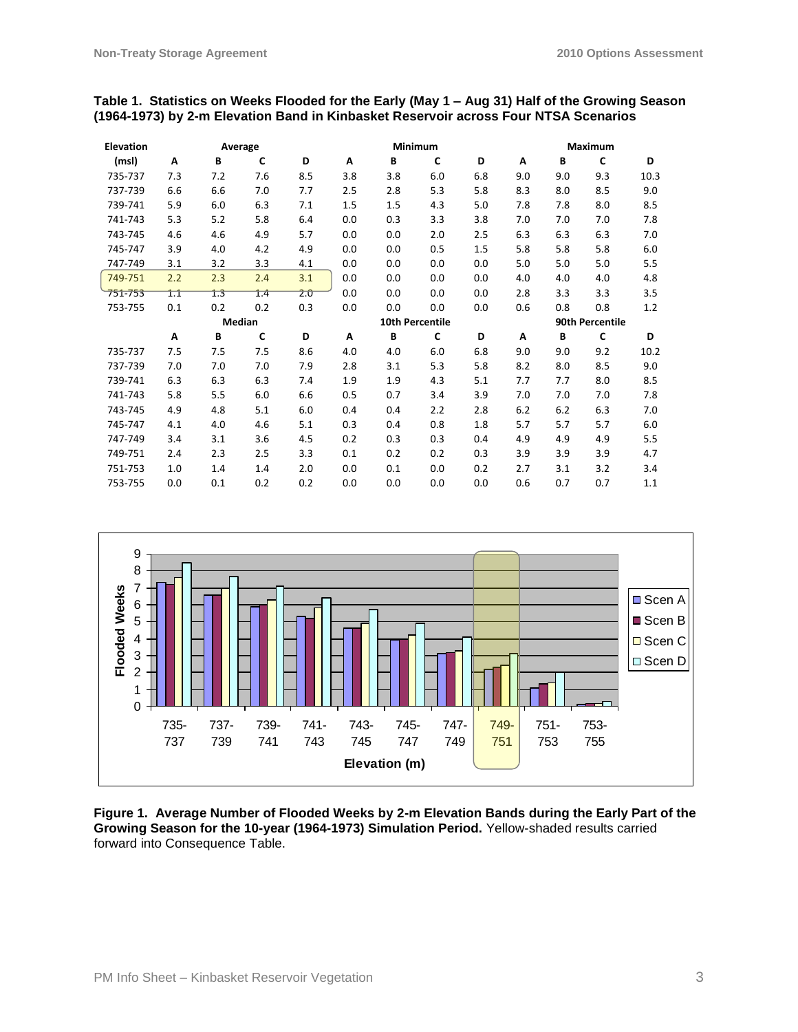**Table 1. Statistics on Weeks Flooded for the Early (May 1 – Aug 31) Half of the Growing Season (1964-1973) by 2-m Elevation Band in Kinbasket Reservoir across Four NTSA Scenarios**

| Elevation | Average | | | | Minimum | | | | Maximum | | | |
|---|---|---|---|---|---|---|---|---|---|---|---|---|
| (msl) | A | B | C | D | A | B | C | D | A | B | C | D |
| 735-737 | 7.3 | 7.2 | 7.6 | 8.5 | 3.8 | 3.8 | 6.0 | 6.8 | 9.0 | 9.0 | 9.3 | 10.3 |
| 737-739 | 6.6 | 6.6 | 7.0 | 7.7 | 2.5 | 2.8 | 5.3 | 5.8 | 8.3 | 8.0 | 8.5 | 9.0 |
| 739-741 | 5.9 | 6.0 | 6.3 | 7.1 | 1.5 | 1.5 | 4.3 | 5.0 | 7.8 | 7.8 | 8.0 | 8.5 |
| 741-743 | 5.3 | 5.2 | 5.8 | 6.4 | 0.0 | 0.3 | 3.3 | 3.8 | 7.0 | 7.0 | 7.0 | 7.8 |
| 743-745 | 4.6 | 4.6 | 4.9 | 5.7 | 0.0 | 0.0 | 2.0 | 2.5 | 6.3 | 6.3 | 6.3 | 7.0 |
| 745-747 | 3.9 | 4.0 | 4.2 | 4.9 | 0.0 | 0.0 | 0.5 | 1.5 | 5.8 | 5.8 | 5.8 | 6.0 |
| 747-749 | 3.1 | 3.2 | 3.3 | 4.1 | 0.0 | 0.0 | 0.0 | 0.0 | 5.0 | 5.0 | 5.0 | 5.5 |
| 749-751 | 2.2 | 2.3 | 2.4 | 3.1 | 0.0 | 0.0 | 0.0 | 0.0 | 4.0 | 4.0 | 4.0 | 4.8 |
| 751-753 | 1.1 | 1.3 | 1.4 | 2.0 | 0.0 | 0.0 | 0.0 | 0.0 | 2.8 | 3.3 | 3.3 | 3.5 |
| 753-755 | 0.1 | 0.2 | 0.2 | 0.3 | 0.0 | 0.0 | 0.0 | 0.0 | 0.6 | 0.8 | 0.8 | 1.2 |
| | **Median** | | | | **10th Percentile** | | | | **90th Percentile** | | | |
| | A | B | C | D | A | B | C | D | A | B | C | D |
| 735-737 | 7.5 | 7.5 | 7.5 | 8.6 | 4.0 | 4.0 | 6.0 | 6.8 | 9.0 | 9.0 | 9.2 | 10.2 |
| 737-739 | 7.0 | 7.0 | 7.0 | 7.9 | 2.8 | 3.1 | 5.3 | 5.8 | 8.2 | 8.0 | 8.5 | 9.0 |
| 739-741 | 6.3 | 6.3 | 6.3 | 7.4 | 1.9 | 1.9 | 4.3 | 5.1 | 7.7 | 7.7 | 8.0 | 8.5 |
| 741-743 | 5.8 | 5.5 | 6.0 | 6.6 | 0.5 | 0.7 | 3.4 | 3.9 | 7.0 | 7.0 | 7.0 | 7.8 |
| 743-745 | 4.9 | 4.8 | 5.1 | 6.0 | 0.4 | 0.4 | 2.2 | 2.8 | 6.2 | 6.2 | 6.3 | 7.0 |
| 745-747 | 4.1 | 4.0 | 4.6 | 5.1 | 0.3 | 0.4 | 0.8 | 1.8 | 5.7 | 5.7 | 5.7 | 6.0 |
| 747-749 | 3.4 | 3.1 | 3.6 | 4.5 | 0.2 | 0.3 | 0.3 | 0.4 | 4.9 | 4.9 | 4.9 | 5.5 |
| 749-751 | 2.4 | 2.3 | 2.5 | 3.3 | 0.1 | 0.2 | 0.2 | 0.3 | 3.9 | 3.9 | 3.9 | 4.7 |
| 751-753 | 1.0 | 1.4 | 1.4 | 2.0 | 0.0 | 0.1 | 0.0 | 0.2 | 2.7 | 3.1 | 3.2 | 3.4 |
| 753-755 | 0.0 | 0.1 | 0.2 | 0.2 | 0.0 | 0.0 | 0.0 | 0.0 | 0.6 | 0.7 | 0.7 | 1.1 |

**Figure 1. Average Number of Flooded Weeks by 2-m Elevation Bands during the Early Part of the Growing Season for the 10-year (1964-1973) Simulation Period.** Yellow-shaded results carried forward into Consequence Table.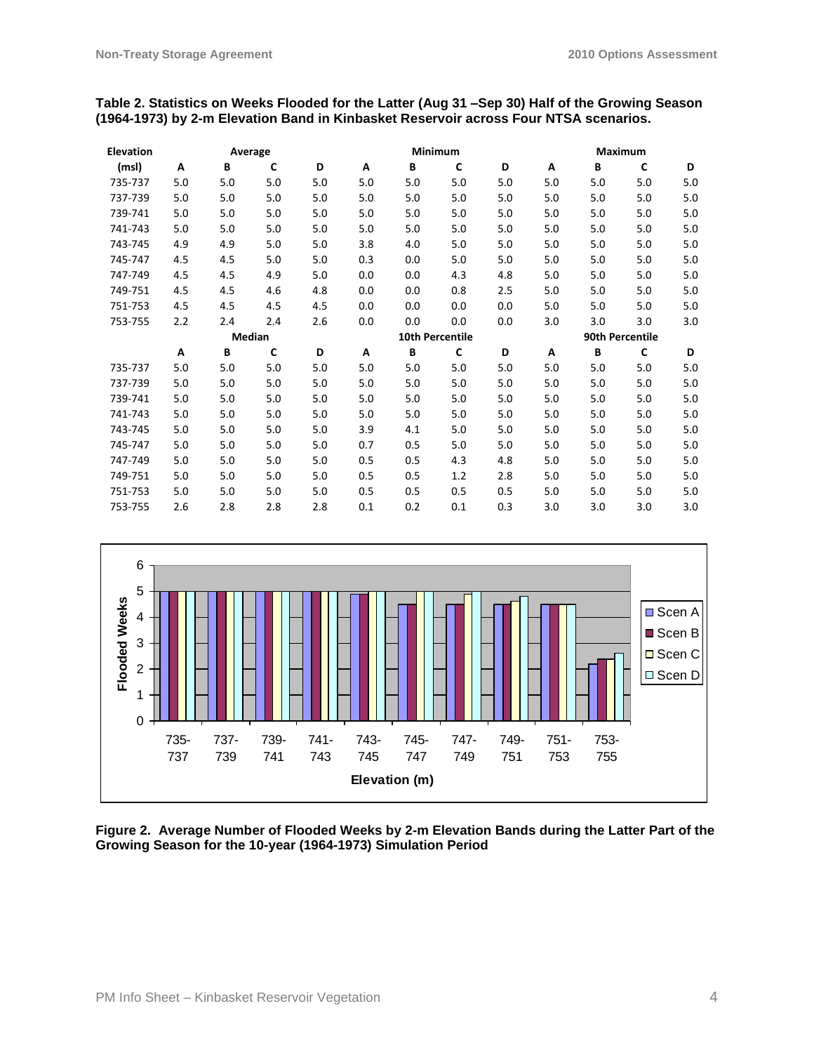**Table 2. Statistics on Weeks Flooded for the Latter (Aug 31 –Sep 30) Half of the Growing Season (1964-1973) by 2-m Elevation Band in Kinbasket Reservoir across Four NTSA scenarios.**

| Elevation | Average | | | | Minimum | | | | Maximum | | | |
|---|---|---|---|---|---|---|---|---|---|---|---|---|
| (msl) | A | B | C | D | A | B | C | D | A | B | C | D |
| 735-737 | 5.0 | 5.0 | 5.0 | 5.0 | 5.0 | 5.0 | 5.0 | 5.0 | 5.0 | 5.0 | 5.0 | 5.0 |
| 737-739 | 5.0 | 5.0 | 5.0 | 5.0 | 5.0 | 5.0 | 5.0 | 5.0 | 5.0 | 5.0 | 5.0 | 5.0 |
| 739-741 | 5.0 | 5.0 | 5.0 | 5.0 | 5.0 | 5.0 | 5.0 | 5.0 | 5.0 | 5.0 | 5.0 | 5.0 |
| 741-743 | 5.0 | 5.0 | 5.0 | 5.0 | 5.0 | 5.0 | 5.0 | 5.0 | 5.0 | 5.0 | 5.0 | 5.0 |
| 743-745 | 4.9 | 4.9 | 5.0 | 5.0 | 3.8 | 4.0 | 5.0 | 5.0 | 5.0 | 5.0 | 5.0 | 5.0 |
| 745-747 | 4.5 | 4.5 | 5.0 | 5.0 | 0.3 | 0.0 | 5.0 | 5.0 | 5.0 | 5.0 | 5.0 | 5.0 |
| 747-749 | 4.5 | 4.5 | 4.9 | 5.0 | 0.0 | 0.0 | 4.3 | 4.8 | 5.0 | 5.0 | 5.0 | 5.0 |
| 749-751 | 4.5 | 4.5 | 4.6 | 4.8 | 0.0 | 0.0 | 0.8 | 2.5 | 5.0 | 5.0 | 5.0 | 5.0 |
| 751-753 | 4.5 | 4.5 | 4.5 | 4.5 | 0.0 | 0.0 | 0.0 | 0.0 | 5.0 | 5.0 | 5.0 | 5.0 |
| 753-755 | 2.2 | 2.4 | 2.4 | 2.6 | 0.0 | 0.0 | 0.0 | 0.0 | 3.0 | 3.0 | 3.0 | 3.0 |
| | **Median** | | | | **10th Percentile** | | | | **90th Percentile** | | | |
| | A | B | C | D | A | B | C | D | A | B | C | D |
| 735-737 | 5.0 | 5.0 | 5.0 | 5.0 | 5.0 | 5.0 | 5.0 | 5.0 | 5.0 | 5.0 | 5.0 | 5.0 |
| 737-739 | 5.0 | 5.0 | 5.0 | 5.0 | 5.0 | 5.0 | 5.0 | 5.0 | 5.0 | 5.0 | 5.0 | 5.0 |
| 739-741 | 5.0 | 5.0 | 5.0 | 5.0 | 5.0 | 5.0 | 5.0 | 5.0 | 5.0 | 5.0 | 5.0 | 5.0 |
| 741-743 | 5.0 | 5.0 | 5.0 | 5.0 | 5.0 | 5.0 | 5.0 | 5.0 | 5.0 | 5.0 | 5.0 | 5.0 |
| 743-745 | 5.0 | 5.0 | 5.0 | 5.0 | 3.9 | 4.1 | 5.0 | 5.0 | 5.0 | 5.0 | 5.0 | 5.0 |
| 745-747 | 5.0 | 5.0 | 5.0 | 5.0 | 0.7 | 0.5 | 5.0 | 5.0 | 5.0 | 5.0 | 5.0 | 5.0 |
| 747-749 | 5.0 | 5.0 | 5.0 | 5.0 | 0.5 | 0.5 | 4.3 | 4.8 | 5.0 | 5.0 | 5.0 | 5.0 |
| 749-751 | 5.0 | 5.0 | 5.0 | 5.0 | 0.5 | 0.5 | 1.2 | 2.8 | 5.0 | 5.0 | 5.0 | 5.0 |
| 751-753 | 5.0 | 5.0 | 5.0 | 5.0 | 0.5 | 0.5 | 0.5 | 0.5 | 5.0 | 5.0 | 5.0 | 5.0 |
| 753-755 | 2.6 | 2.8 | 2.8 | 2.8 | 0.1 | 0.2 | 0.1 | 0.3 | 3.0 | 3.0 | 3.0 | 3.0 |

Flooded Weeks

0
1
2
3
4
5
6

735-737
737-739
739-741
741-743
743-745
745-747
747-749
749-751
751-753
753-755

Elevation (m)

Scen A
Scen B
Scen C
Scen D

**Figure 2. Average Number of Flooded Weeks by 2-m Elevation Bands during the Latter Part of the Growing Season for the 10-year (1964-1973) Simulation Period**